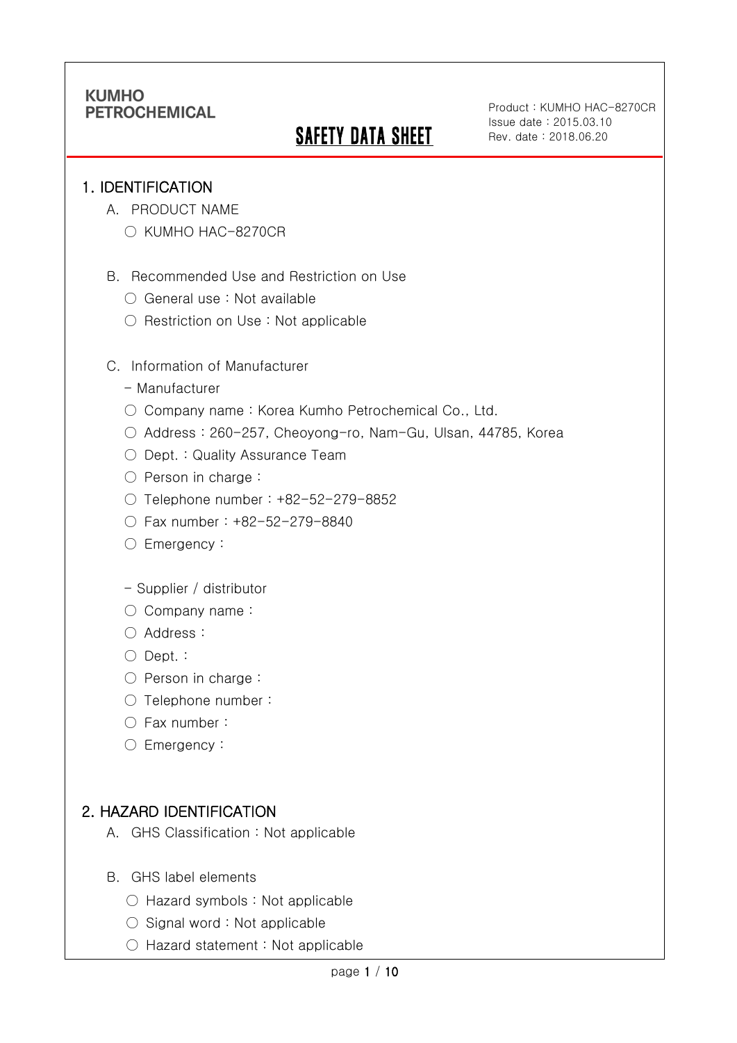KUMHO PETROCHEMICAL

# SAFETY DATA SHEET

Product : KUMHO HAC-8270CR
Issue date : 2015.03.10
Rev. date : 2018.06.20

## 1. IDENTIFICATION

A. PRODUCT NAME

- ○ KUMHO HAC-8270CR

B. Recommended Use and Restriction on Use

- ○ General use : Not available
- ○ Restriction on Use : Not applicable

C. Information of Manufacturer

\- Manufacturer

- ○ Company name : Korea Kumho Petrochemical Co., Ltd.
- ○ Address : 260-257, Cheoyong-ro, Nam-Gu, Ulsan, 44785, Korea
- ○ Dept. : Quality Assurance Team
- ○ Person in charge :
- ○ Telephone number : +82-52-279-8852
- ○ Fax number : +82-52-279-8840
- ○ Emergency :

\- Supplier / distributor

- ○ Company name :
- ○ Address :
- ○ Dept. :
- ○ Person in charge :
- ○ Telephone number :
- ○ Fax number :
- ○ Emergency :

## 2. HAZARD IDENTIFICATION

A. GHS Classification : Not applicable

B. GHS label elements

- ○ Hazard symbols : Not applicable
- ○ Signal word : Not applicable
- ○ Hazard statement : Not applicable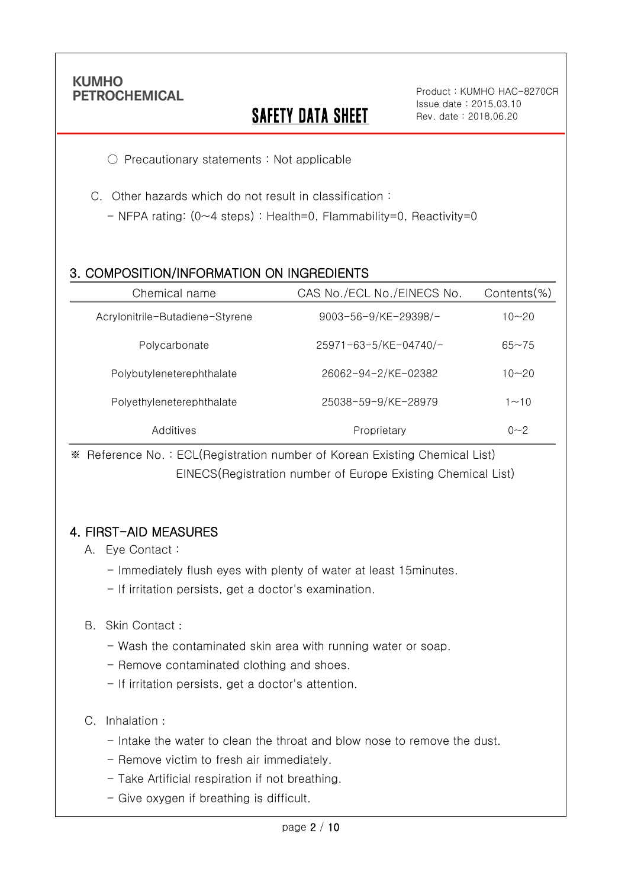○ Precautionary statements : Not applicable

C. Other hazards which do not result in classification :

- NFPA rating: (0~4 steps) : Health=0, Flammability=0, Reactivity=0

## 3. COMPOSITION/INFORMATION ON INGREDIENTS

| Chemical name | CAS No./ECL No./EINECS No. | Contents(%) |
|---|---|---|
| Acrylonitrile-Butadiene-Styrene | 9003-56-9/KE-29398/- | 10~20 |
| Polycarbonate | 25971-63-5/KE-04740/- | 65~75 |
| Polybutyleneterephthalate | 26062-94-2/KE-02382 | 10~20 |
| Polyethyleneterephthalate | 25038-59-9/KE-28979 | 1~10 |
| Additives | Proprietary | 0~2 |

※ Reference No. : ECL(Registration number of Korean Existing Chemical List)
EINECS(Registration number of Europe Existing Chemical List)

## 4. FIRST-AID MEASURES

A. Eye Contact :

- Immediately flush eyes with plenty of water at least 15minutes.
- If irritation persists, get a doctor's examination.

B. Skin Contact :

- Wash the contaminated skin area with running water or soap.
- Remove contaminated clothing and shoes.
- If irritation persists, get a doctor's attention.

C. Inhalation :

- Intake the water to clean the throat and blow nose to remove the dust.
- Remove victim to fresh air immediately.
- Take Artificial respiration if not breathing.
- Give oxygen if breathing is difficult.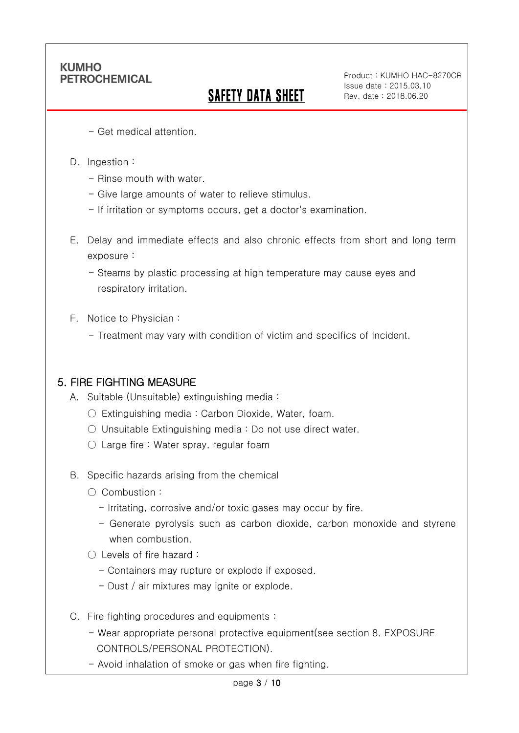- Get medical attention.

D. Ingestion :

- Rinse mouth with water.
- Give large amounts of water to relieve stimulus.
- If irritation or symptoms occurs, get a doctor's examination.

E. Delay and immediate effects and also chronic effects from short and long term exposure :

- Steams by plastic processing at high temperature may cause eyes and respiratory irritation.

F. Notice to Physician :

- Treatment may vary with condition of victim and specifics of incident.

## 5. FIRE FIGHTING MEASURE

A. Suitable (Unsuitable) extinguishing media :

○ Extinguishing media : Carbon Dioxide, Water, foam.

○ Unsuitable Extinguishing media : Do not use direct water.

○ Large fire : Water spray, regular foam

B. Specific hazards arising from the chemical

○ Combustion :

- Irritating, corrosive and/or toxic gases may occur by fire.
- Generate pyrolysis such as carbon dioxide, carbon monoxide and styrene when combustion.

○ Levels of fire hazard :

- Containers may rupture or explode if exposed.
- Dust / air mixtures may ignite or explode.

C. Fire fighting procedures and equipments :

- Wear appropriate personal protective equipment(see section 8. EXPOSURE CONTROLS/PERSONAL PROTECTION).
- Avoid inhalation of smoke or gas when fire fighting.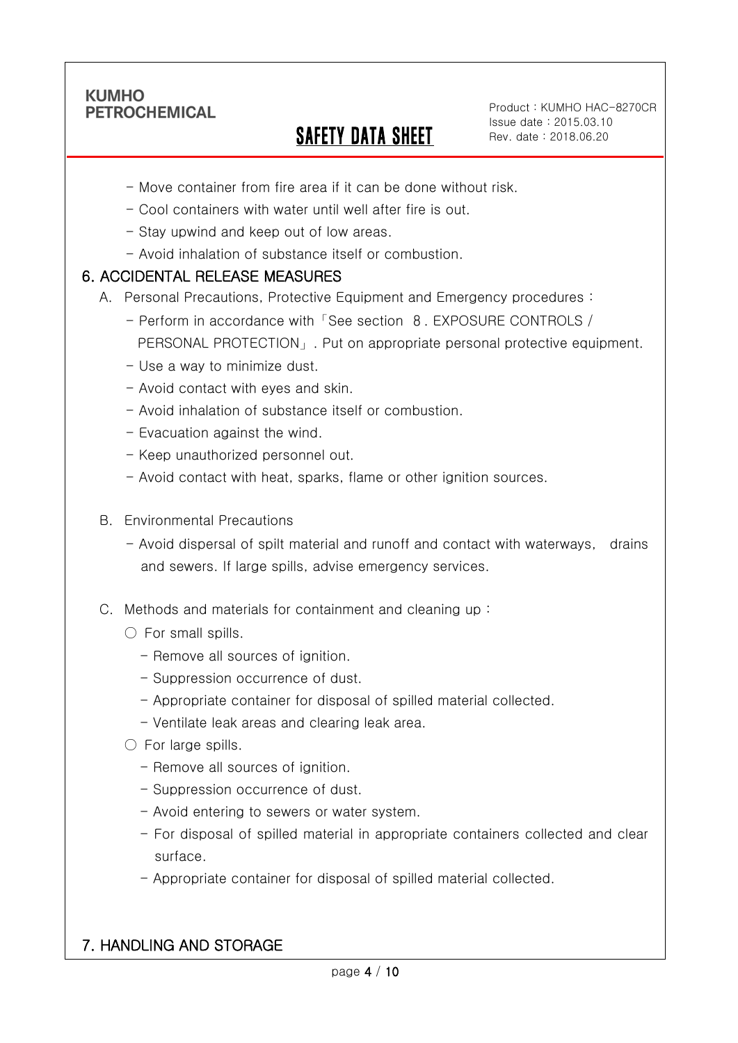- Move container from fire area if it can be done without risk.
- Cool containers with water until well after fire is out.
- Stay upwind and keep out of low areas.
- Avoid inhalation of substance itself or combustion.

## 6. ACCIDENTAL RELEASE MEASURES

A. Personal Precautions, Protective Equipment and Emergency procedures :

- Perform in accordance with「See section 8. EXPOSURE CONTROLS / PERSONAL PROTECTION」. Put on appropriate personal protective equipment.
- Use a way to minimize dust.
- Avoid contact with eyes and skin.
- Avoid inhalation of substance itself or combustion.
- Evacuation against the wind.
- Keep unauthorized personnel out.
- Avoid contact with heat, sparks, flame or other ignition sources.

B. Environmental Precautions

- Avoid dispersal of spilt material and runoff and contact with waterways, drains and sewers. If large spills, advise emergency services.

C. Methods and materials for containment and cleaning up :

○ For small spills.

- Remove all sources of ignition.
- Suppression occurrence of dust.
- Appropriate container for disposal of spilled material collected.
- Ventilate leak areas and clearing leak area.

○ For large spills.

- Remove all sources of ignition.
- Suppression occurrence of dust.
- Avoid entering to sewers or water system.
- For disposal of spilled material in appropriate containers collected and clear surface.
- Appropriate container for disposal of spilled material collected.

## 7. HANDLING AND STORAGE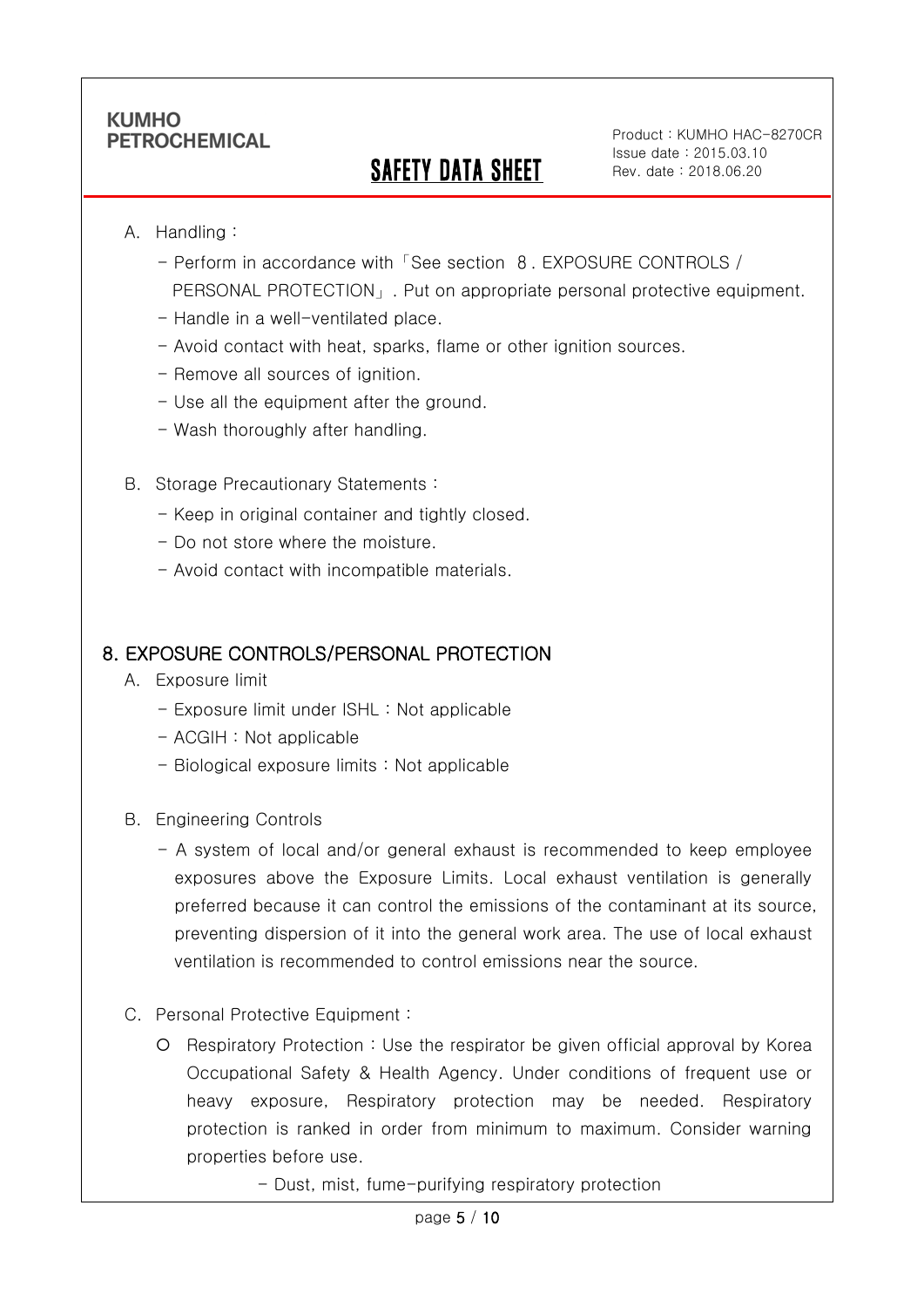A. Handling :

- Perform in accordance with「See section 8. EXPOSURE CONTROLS / PERSONAL PROTECTION」. Put on appropriate personal protective equipment.
- Handle in a well-ventilated place.
- Avoid contact with heat, sparks, flame or other ignition sources.
- Remove all sources of ignition.
- Use all the equipment after the ground.
- Wash thoroughly after handling.

B. Storage Precautionary Statements :

- Keep in original container and tightly closed.
- Do not store where the moisture.
- Avoid contact with incompatible materials.

## 8. EXPOSURE CONTROLS/PERSONAL PROTECTION

A. Exposure limit

- Exposure limit under ISHL : Not applicable
- ACGIH : Not applicable
- Biological exposure limits : Not applicable

B. Engineering Controls

- A system of local and/or general exhaust is recommended to keep employee exposures above the Exposure Limits. Local exhaust ventilation is generally preferred because it can control the emissions of the contaminant at its source, preventing dispersion of it into the general work area. The use of local exhaust ventilation is recommended to control emissions near the source.

C. Personal Protective Equipment :

- Respiratory Protection : Use the respirator be given official approval by Korea Occupational Safety & Health Agency. Under conditions of frequent use or heavy exposure, Respiratory protection may be needed. Respiratory protection is ranked in order from minimum to maximum. Consider warning properties before use.
    - Dust, mist, fume-purifying respiratory protection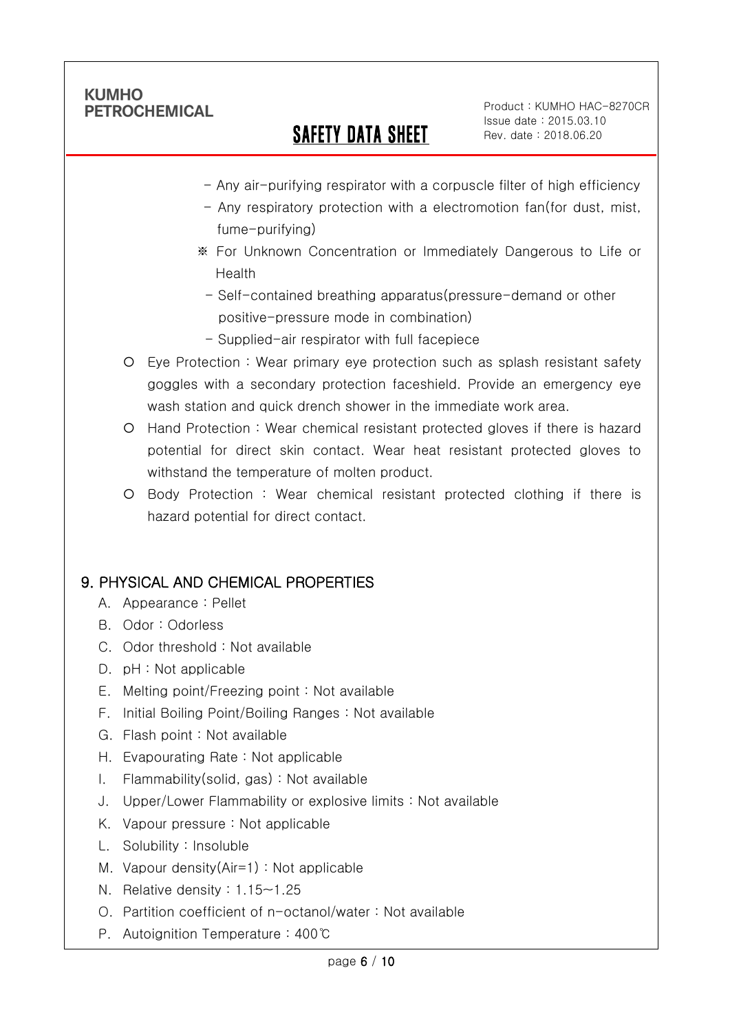- Any air-purifying respirator with a corpuscle filter of high efficiency
- Any respiratory protection with a electromotion fan(for dust, mist, fume-purifying)

※ For Unknown Concentration or Immediately Dangerous to Life or Health

- Self-contained breathing apparatus(pressure-demand or other positive-pressure mode in combination)
- Supplied-air respirator with full facepiece

○ Eye Protection : Wear primary eye protection such as splash resistant safety goggles with a secondary protection faceshield. Provide an emergency eye wash station and quick drench shower in the immediate work area.

○ Hand Protection : Wear chemical resistant protected gloves if there is hazard potential for direct skin contact. Wear heat resistant protected gloves to withstand the temperature of molten product.

○ Body Protection : Wear chemical resistant protected clothing if there is hazard potential for direct contact.

## 9. PHYSICAL AND CHEMICAL PROPERTIES

A. Appearance : Pellet
B. Odor : Odorless
C. Odor threshold : Not available
D. pH : Not applicable
E. Melting point/Freezing point : Not available
F. Initial Boiling Point/Boiling Ranges : Not available
G. Flash point : Not available
H. Evapourating Rate : Not applicable
I. Flammability(solid, gas) : Not available
J. Upper/Lower Flammability or explosive limits : Not available
K. Vapour pressure : Not applicable
L. Solubility : Insoluble
M. Vapour density(Air=1) : Not applicable
N. Relative density : 1.15~1.25
O. Partition coefficient of n-octanol/water : Not available
P. Autoignition Temperature : 400℃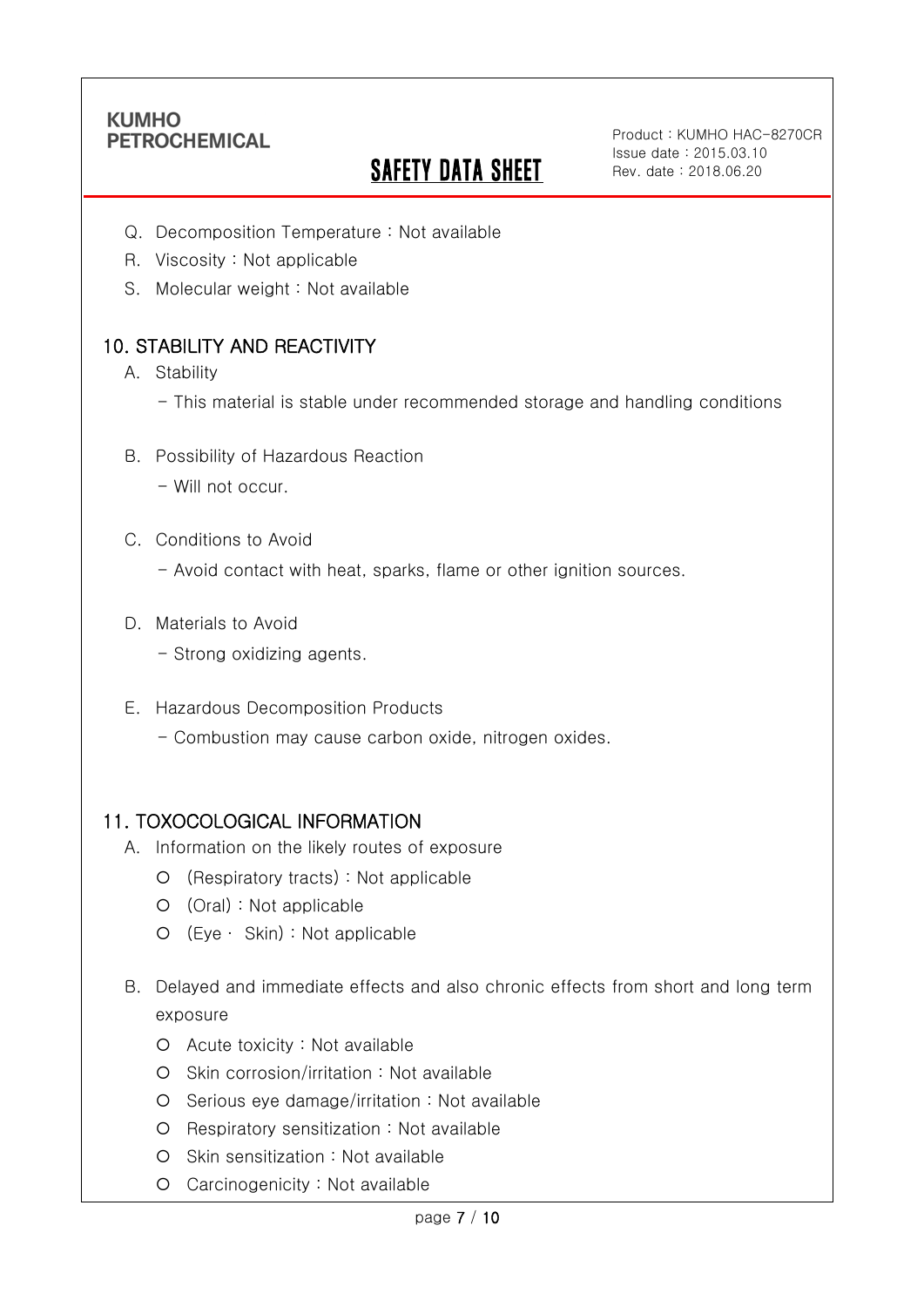Q. Decomposition Temperature : Not available

R. Viscosity : Not applicable

S. Molecular weight : Not available

## 10. STABILITY AND REACTIVITY

A. Stability

- This material is stable under recommended storage and handling conditions

B. Possibility of Hazardous Reaction

- Will not occur.

C. Conditions to Avoid

- Avoid contact with heat, sparks, flame or other ignition sources.

D. Materials to Avoid

- Strong oxidizing agents.

E. Hazardous Decomposition Products

- Combustion may cause carbon oxide, nitrogen oxides.

## 11. TOXOCOLOGICAL INFORMATION

A. Information on the likely routes of exposure

- (Respiratory tracts) : Not applicable
- (Oral) : Not applicable
- (Eye · Skin) : Not applicable

B. Delayed and immediate effects and also chronic effects from short and long term exposure

- Acute toxicity : Not available
- Skin corrosion/irritation : Not available
- Serious eye damage/irritation : Not available
- Respiratory sensitization : Not available
- Skin sensitization : Not available
- Carcinogenicity : Not available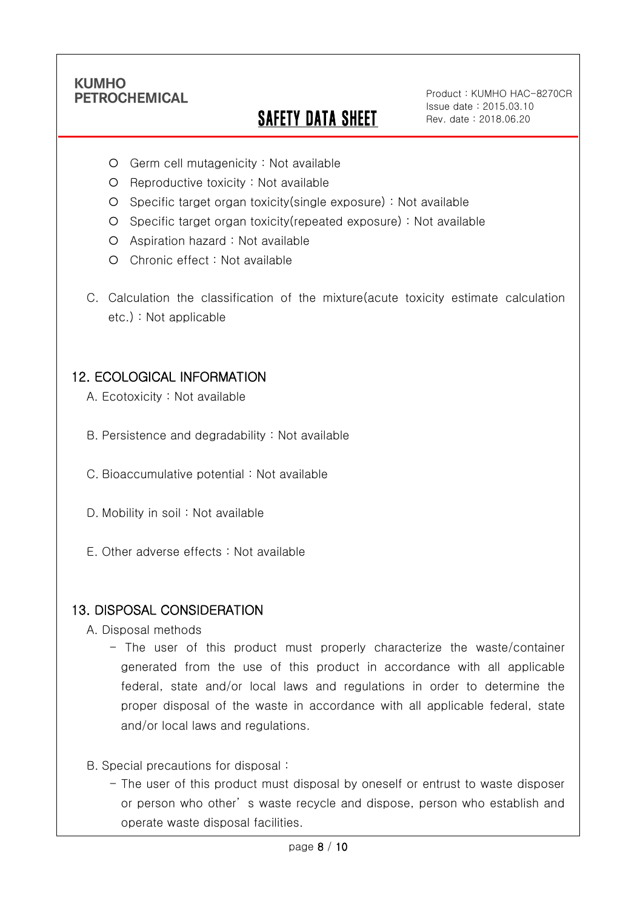- ○ Germ cell mutagenicity : Not available
- ○ Reproductive toxicity : Not available
- ○ Specific target organ toxicity(single exposure) : Not available
- ○ Specific target organ toxicity(repeated exposure) : Not available
- ○ Aspiration hazard : Not available
- ○ Chronic effect : Not available

C. Calculation the classification of the mixture(acute toxicity estimate calculation etc.) : Not applicable

## 12. ECOLOGICAL INFORMATION

A. Ecotoxicity : Not available

B. Persistence and degradability : Not available

C. Bioaccumulative potential : Not available

D. Mobility in soil : Not available

E. Other adverse effects : Not available

## 13. DISPOSAL CONSIDERATION

A. Disposal methods

- The user of this product must properly characterize the waste/container generated from the use of this product in accordance with all applicable federal, state and/or local laws and regulations in order to determine the proper disposal of the waste in accordance with all applicable federal, state and/or local laws and regulations.

B. Special precautions for disposal :

- The user of this product must disposal by oneself or entrust to waste disposer or person who other’s waste recycle and dispose, person who establish and operate waste disposal facilities.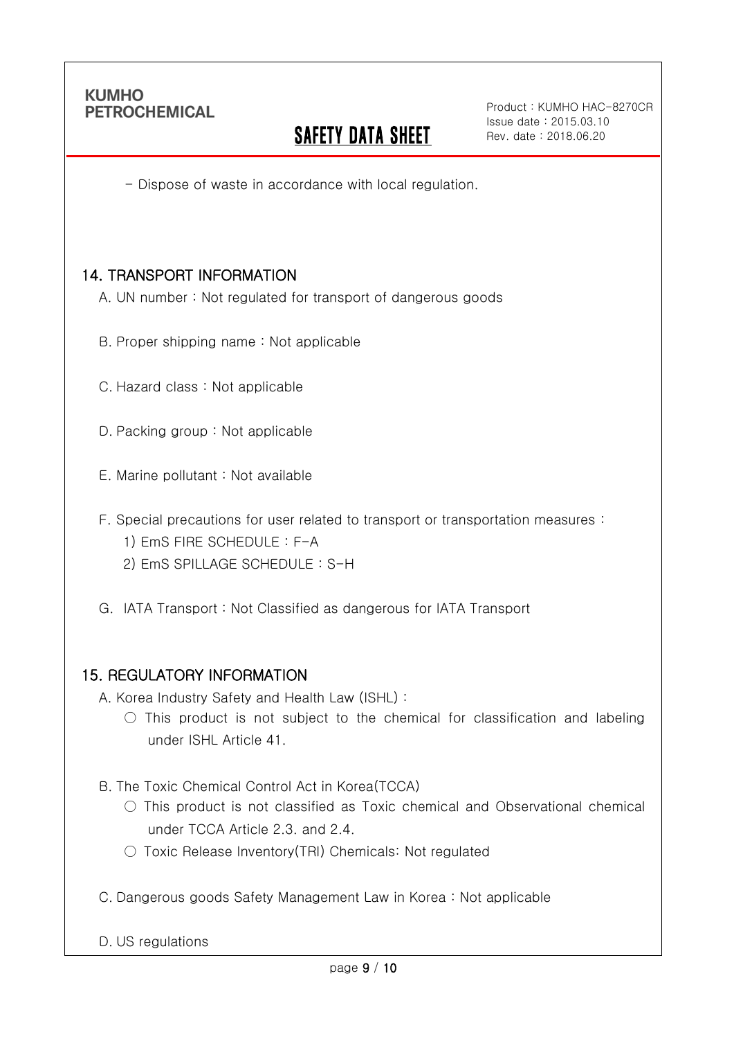- Dispose of waste in accordance with local regulation.

## 14. TRANSPORT INFORMATION

A. UN number : Not regulated for transport of dangerous goods

B. Proper shipping name : Not applicable

C. Hazard class : Not applicable

D. Packing group : Not applicable

E. Marine pollutant : Not available

F. Special precautions for user related to transport or transportation measures :

1) EmS FIRE SCHEDULE : F-A
2) EmS SPILLAGE SCHEDULE : S-H

G. IATA Transport : Not Classified as dangerous for IATA Transport

## 15. REGULATORY INFORMATION

A. Korea Industry Safety and Health Law (ISHL) :

○ This product is not subject to the chemical for classification and labeling under ISHL Article 41.

B. The Toxic Chemical Control Act in Korea(TCCA)

○ This product is not classified as Toxic chemical and Observational chemical under TCCA Article 2.3. and 2.4.

○ Toxic Release Inventory(TRI) Chemicals: Not regulated

C. Dangerous goods Safety Management Law in Korea : Not applicable

D. US regulations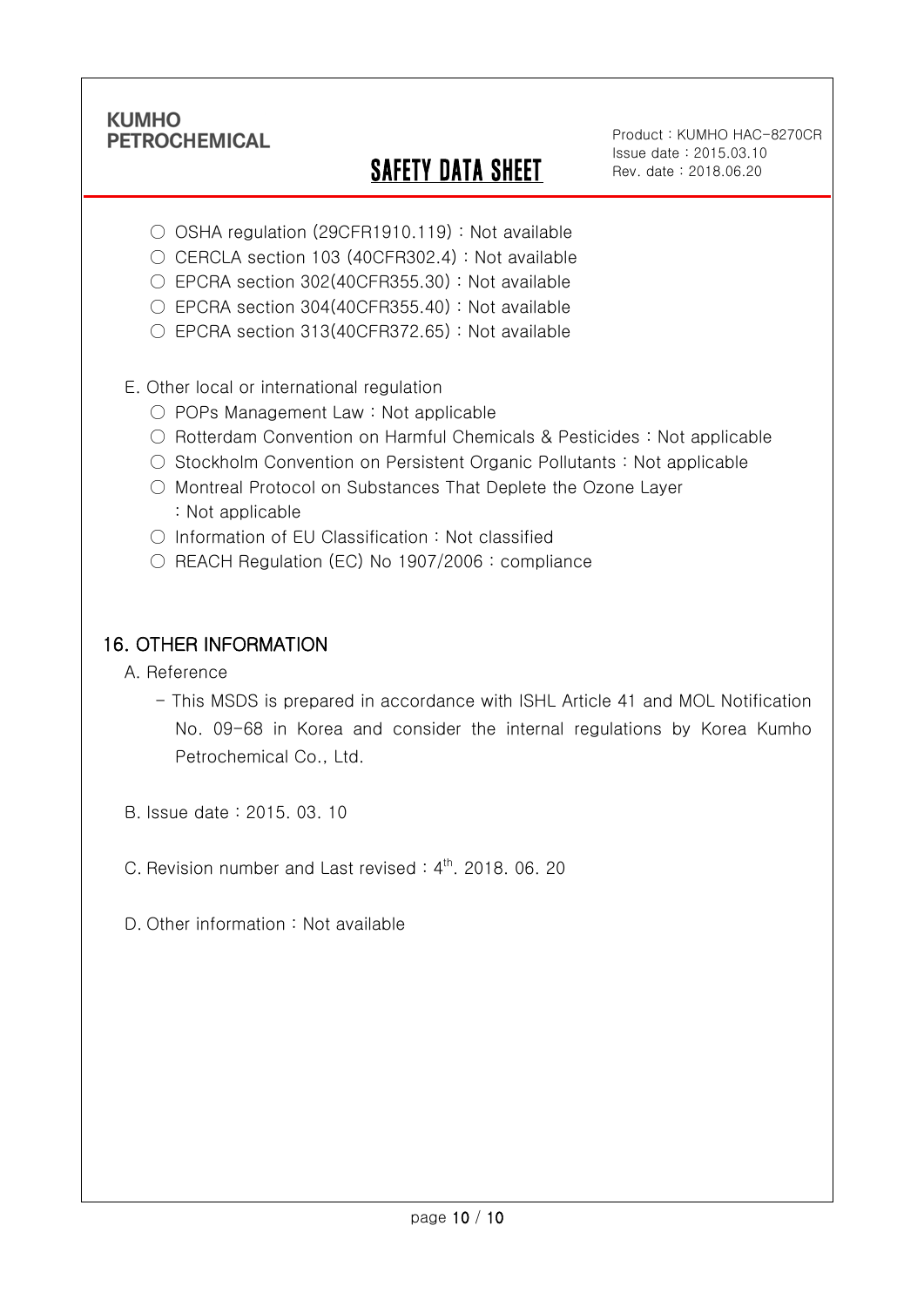○ OSHA regulation (29CFR1910.119) : Not available
○ CERCLA section 103 (40CFR302.4) : Not available
○ EPCRA section 302(40CFR355.30) : Not available
○ EPCRA section 304(40CFR355.40) : Not available
○ EPCRA section 313(40CFR372.65) : Not available

E. Other local or international regulation

○ POPs Management Law : Not applicable
○ Rotterdam Convention on Harmful Chemicals & Pesticides : Not applicable
○ Stockholm Convention on Persistent Organic Pollutants : Not applicable
○ Montreal Protocol on Substances That Deplete the Ozone Layer : Not applicable
○ Information of EU Classification : Not classified
○ REACH Regulation (EC) No 1907/2006 : compliance

## 16. OTHER INFORMATION

A. Reference

- This MSDS is prepared in accordance with ISHL Article 41 and MOL Notification No. 09-68 in Korea and consider the internal regulations by Korea Kumho Petrochemical Co., Ltd.

B. Issue date : 2015. 03. 10

C. Revision number and Last revised : $4^{th}$. 2018. 06. 20

D. Other information : Not available